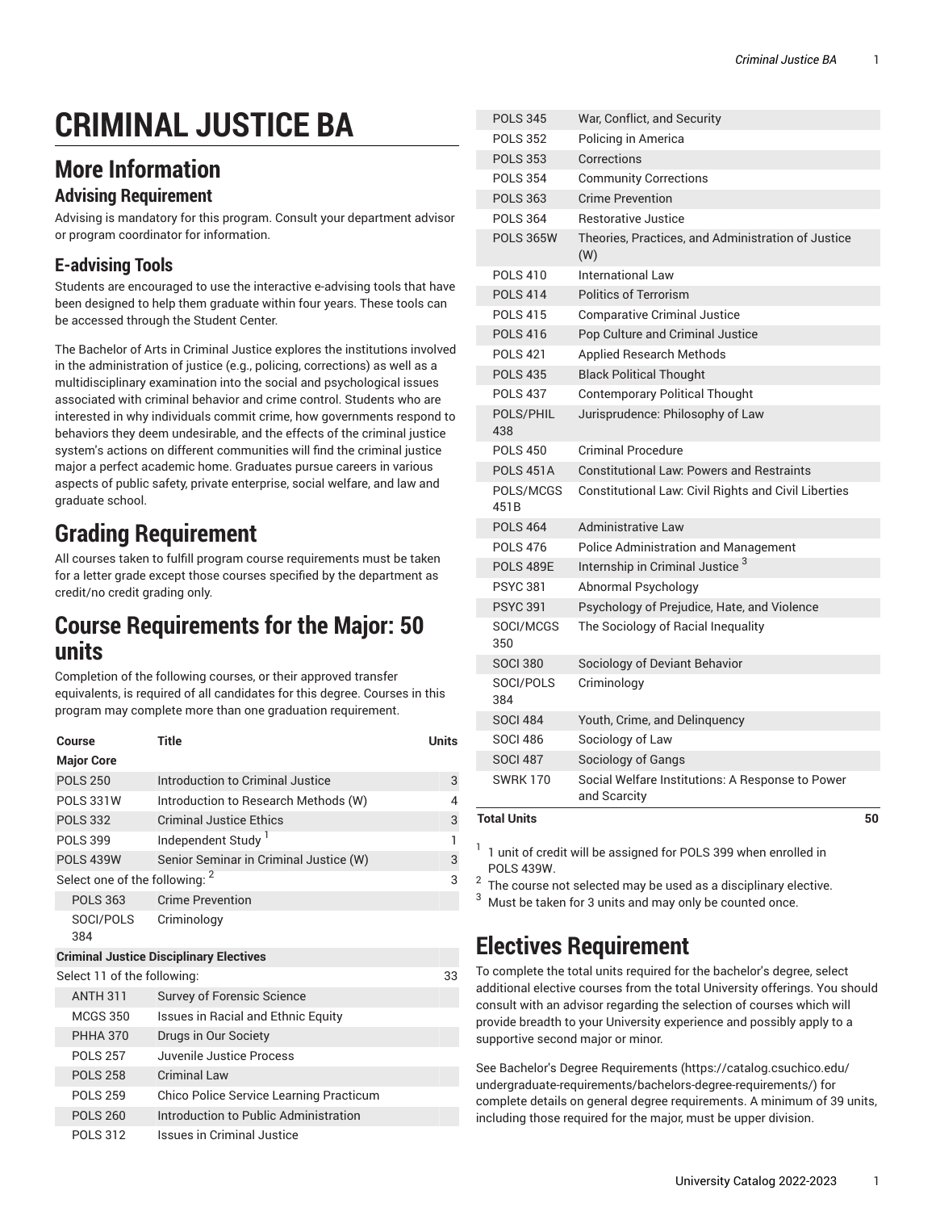# CRIMINAL JUSTICE BA

## More Information

### Advising Requirement

Advising is mandatory for this program. Consult your department advisor or program coordinator for information.

### E-advising Tools

Students are encouraged to use the interactive e-advising tools that have been designed to help them graduate within four years. These tools can be accessed through the Student Center.

The Bachelor of Arts in Criminal Justice explores the institutions involved in the administration of justice (e.g., policing, corrections) as well as a multidisciplinary examination into the social and psychological issues associated with criminal behavior and crime control. Students who are interested in why individuals commit crime, how governments respond to behaviors they deem undesirable, and the effects of the criminal justice system's actions on different communities will find the criminal justice major a perfect academic home. Graduates pursue careers in various aspects of public safety, private enterprise, social welfare, and law and graduate school.

## Grading Requirement

All courses taken to fulfill program course requirements must be taken for a letter grade except those courses specified by the department as credit/no credit grading only.

## Course Requirements for the Major: 50 units

Completion of the following courses, or their approved transfer equivalents, is required of all candidates for this degree. Courses in this program may complete more than one graduation requirement.

| Course | Title | Units |
|---|---|---|
| **Major Core** | | |
| POLS 250 | Introduction to Criminal Justice | 3 |
| POLS 331W | Introduction to Research Methods (W) | 4 |
| POLS 332 | Criminal Justice Ethics | 3 |
| POLS 399 | Independent Study [1] | 1 |
| POLS 439W | Senior Seminar in Criminal Justice (W) | 3 |
| Select one of the following: [2] | | 3 |
| POLS 363 | Crime Prevention | |
| SOCI/POLS 384 | Criminology | |
| **Criminal Justice Disciplinary Electives** | | |
| Select 11 of the following: | | 33 |
| ANTH 311 | Survey of Forensic Science | |
| MCGS 350 | Issues in Racial and Ethnic Equity | |
| PHHA 370 | Drugs in Our Society | |
| POLS 257 | Juvenile Justice Process | |
| POLS 258 | Criminal Law | |
| POLS 259 | Chico Police Service Learning Practicum | |
| POLS 260 | Introduction to Public Administration | |
| POLS 312 | Issues in Criminal Justice | |
| POLS 345 | War, Conflict, and Security | |
| POLS 352 | Policing in America | |
| POLS 353 | Corrections | |
| POLS 354 | Community Corrections | |
| POLS 363 | Crime Prevention | |
| POLS 364 | Restorative Justice | |
| POLS 365W | Theories, Practices, and Administration of Justice (W) | |
| POLS 410 | International Law | |
| POLS 414 | Politics of Terrorism | |
| POLS 415 | Comparative Criminal Justice | |
| POLS 416 | Pop Culture and Criminal Justice | |
| POLS 421 | Applied Research Methods | |
| POLS 435 | Black Political Thought | |
| POLS 437 | Contemporary Political Thought | |
| POLS/PHIL 438 | Jurisprudence: Philosophy of Law | |
| POLS 450 | Criminal Procedure | |
| POLS 451A | Constitutional Law: Powers and Restraints | |
| POLS/MCGS 451B | Constitutional Law: Civil Rights and Civil Liberties | |
| POLS 464 | Administrative Law | |
| POLS 476 | Police Administration and Management | |
| POLS 489E | Internship in Criminal Justice [3] | |
| PSYC 381 | Abnormal Psychology | |
| PSYC 391 | Psychology of Prejudice, Hate, and Violence | |
| SOCI/MCGS 350 | The Sociology of Racial Inequality | |
| SOCI 380 | Sociology of Deviant Behavior | |
| SOCI/POLS 384 | Criminology | |
| SOCI 484 | Youth, Crime, and Delinquency | |
| SOCI 486 | Sociology of Law | |
| SOCI 487 | Sociology of Gangs | |
| SWRK 170 | Social Welfare Institutions: A Response to Power and Scarcity | |
| **Total Units** | | **50** |

[1] 1 unit of credit will be assigned for POLS 399 when enrolled in POLS 439W.

[2] The course not selected may be used as a disciplinary elective.

[3] Must be taken for 3 units and may only be counted once.

## Electives Requirement

To complete the total units required for the bachelor's degree, select additional elective courses from the total University offerings. You should consult with an advisor regarding the selection of courses which will provide breadth to your University experience and possibly apply to a supportive second major or minor.

See Bachelor's Degree Requirements (https://catalog.csuchico.edu/undergraduate-requirements/bachelors-degree-requirements/) for complete details on general degree requirements. A minimum of 39 units, including those required for the major, must be upper division.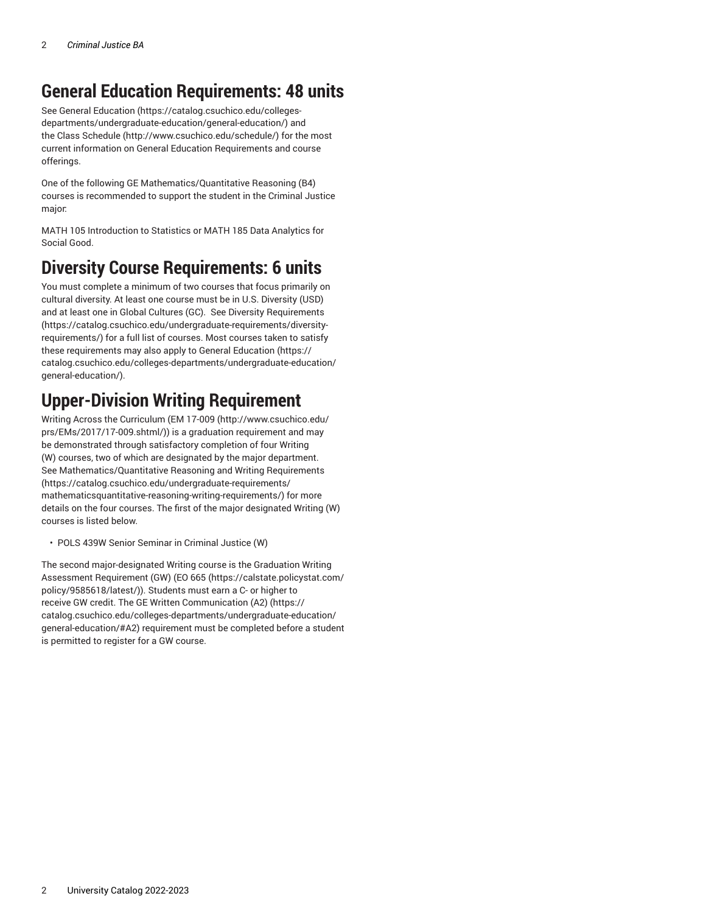## General Education Requirements: 48 units

See General Education (https://catalog.csuchico.edu/colleges-departments/undergraduate-education/general-education/) and the Class Schedule (http://www.csuchico.edu/schedule/) for the most current information on General Education Requirements and course offerings.

One of the following GE Mathematics/Quantitative Reasoning (B4) courses is recommended to support the student in the Criminal Justice major:

MATH 105 Introduction to Statistics or MATH 185 Data Analytics for Social Good.

## Diversity Course Requirements: 6 units

You must complete a minimum of two courses that focus primarily on cultural diversity. At least one course must be in U.S. Diversity (USD) and at least one in Global Cultures (GC). See Diversity Requirements (https://catalog.csuchico.edu/undergraduate-requirements/diversity-requirements/) for a full list of courses. Most courses taken to satisfy these requirements may also apply to General Education (https://catalog.csuchico.edu/colleges-departments/undergraduate-education/general-education/).

## Upper-Division Writing Requirement

Writing Across the Curriculum (EM 17-009 (http://www.csuchico.edu/prs/EMs/2017/17-009.shtml/)) is a graduation requirement and may be demonstrated through satisfactory completion of four Writing (W) courses, two of which are designated by the major department. See Mathematics/Quantitative Reasoning and Writing Requirements (https://catalog.csuchico.edu/undergraduate-requirements/mathematicsquantitative-reasoning-writing-requirements/) for more details on the four courses. The first of the major designated Writing (W) courses is listed below.

- POLS 439W Senior Seminar in Criminal Justice (W)

The second major-designated Writing course is the Graduation Writing Assessment Requirement (GW) (EO 665 (https://calstate.policystat.com/policy/9585618/latest/)). Students must earn a C- or higher to receive GW credit. The GE Written Communication (A2) (https://catalog.csuchico.edu/colleges-departments/undergraduate-education/general-education/#A2) requirement must be completed before a student is permitted to register for a GW course.